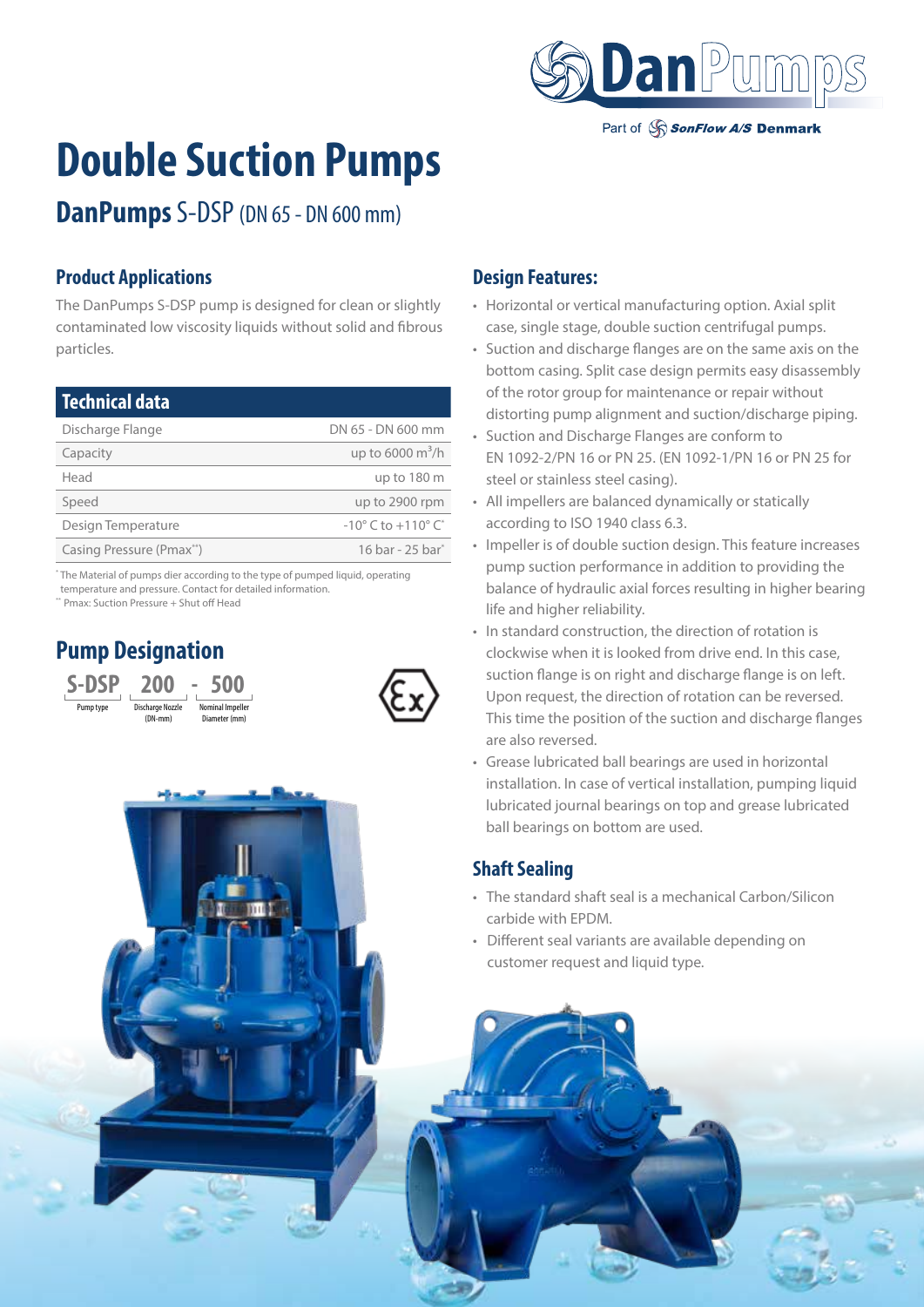DanPumps

Part of SonFlow A/S Denmark

# Double Suction Pumps

## **DanPumps** S-DSP (DN 65 - DN 600 mm)

### Product Applications

The DanPumps S-DSP pump is designed for clean or slightly contaminated low viscosity liquids without solid and fibrous particles.

| Technical data | |
|---|---|
| Discharge Flange | DN 65 - DN 600 mm |
| Capacity | up to 6000 $m^3$/h |
| Head | up to 180 m |
| Speed | up to 2900 rpm |
| Design Temperature | -10° C to +110° C* |
| Casing Pressure (Pmax**) | 16 bar - 25 bar* |

\* The Material of pumps dier according to the type of pumped liquid, operating temperature and pressure. Contact for detailed information.
\*\* Pmax: Suction Pressure + Shut off Head

### Pump Designation

**S-DSP 200 - 500**

S-DSP: Pump type; 200: Discharge Nozzle (DN-mm); 500: Nominal Impeller Diameter (mm)

### Design Features:

- Horizontal or vertical manufacturing option. Axial split case, single stage, double suction centrifugal pumps.
- Suction and discharge flanges are on the same axis on the bottom casing. Split case design permits easy disassembly of the rotor group for maintenance or repair without distorting pump alignment and suction/discharge piping.
- Suction and Discharge Flanges are conform to EN 1092-2/PN 16 or PN 25. (EN 1092-1/PN 16 or PN 25 for steel or stainless steel casing).
- All impellers are balanced dynamically or statically according to ISO 1940 class 6.3.
- Impeller is of double suction design. This feature increases pump suction performance in addition to providing the balance of hydraulic axial forces resulting in higher bearing life and higher reliability.
- In standard construction, the direction of rotation is clockwise when it is looked from drive end. In this case, suction flange is on right and discharge flange is on left. Upon request, the direction of rotation can be reversed. This time the position of the suction and discharge flanges are also reversed.
- Grease lubricated ball bearings are used in horizontal installation. In case of vertical installation, pumping liquid lubricated journal bearings on top and grease lubricated ball bearings on bottom are used.

### Shaft Sealing

- The standard shaft seal is a mechanical Carbon/Silicon carbide with EPDM.
- Different seal variants are available depending on customer request and liquid type.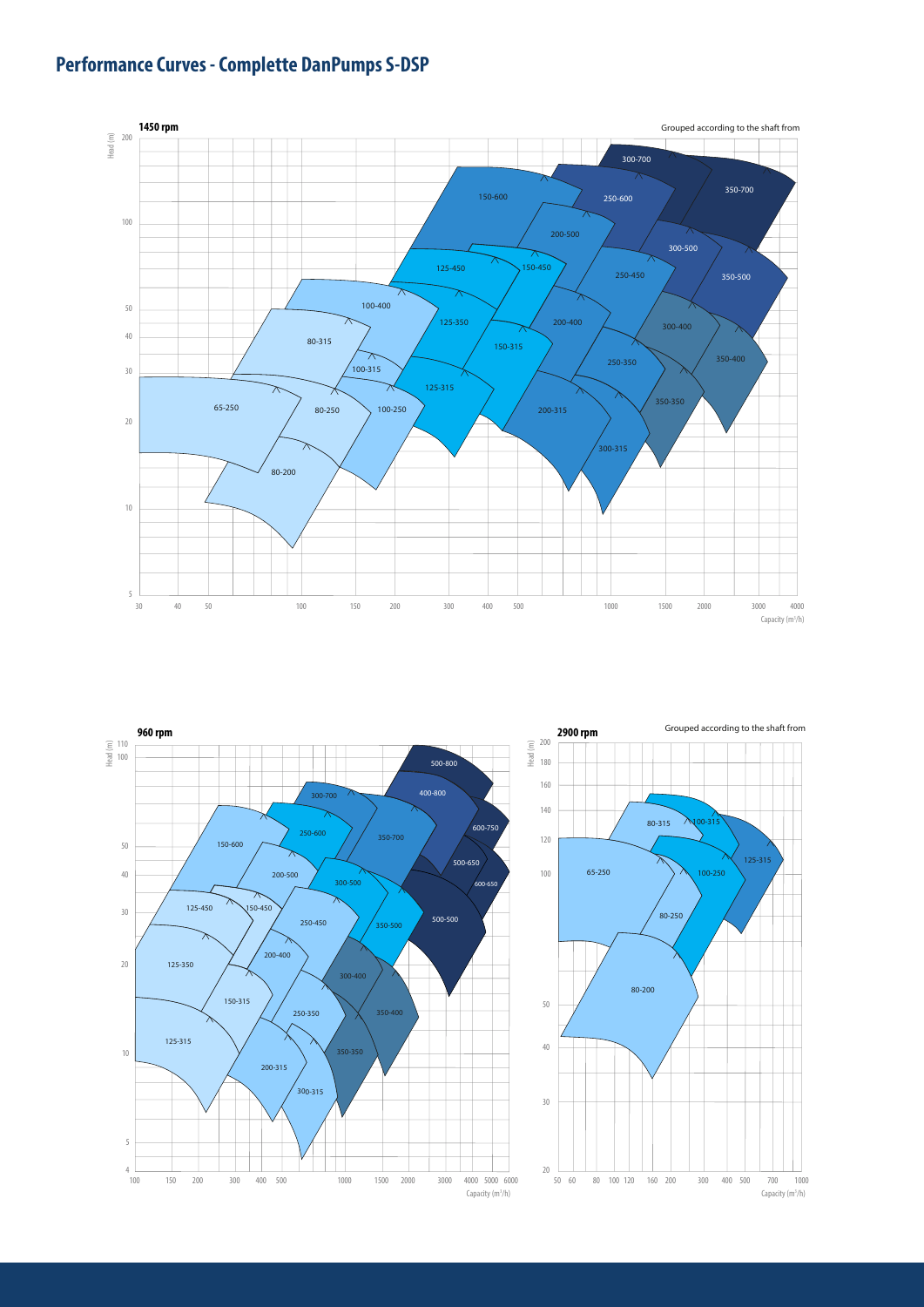# Performance Curves - Complette DanPumps S-DSP

**1450 rpm**

Grouped according to the shaft from

Head (m)

Capacity (m³/h)

65-250, 80-200, 80-250, 80-315, 100-250, 100-315, 100-400, 125-315, 125-350, 125-450, 150-315, 150-450, 150-600, 200-315, 200-400, 200-500, 250-350, 250-450, 250-600, 300-315, 300-400, 300-500, 300-700, 350-350, 350-400, 350-500, 350-700

**960 rpm**

Head (m)

Capacity (m³/h)

125-315, 125-350, 125-450, 150-315, 150-450, 150-600, 200-315, 200-400, 200-500, 250-350, 250-450, 250-600, 300-315, 300-400, 300-500, 300-700, 350-350, 350-400, 350-500, 350-700, 400-800, 500-500, 500-650, 500-800, 600-650, 600-750

**2900 rpm**

Grouped according to the shaft from

Head (m)

Capacity (m³/h)

65-250, 80-200, 80-250, 80-315, 100-250, 100-315, 125-315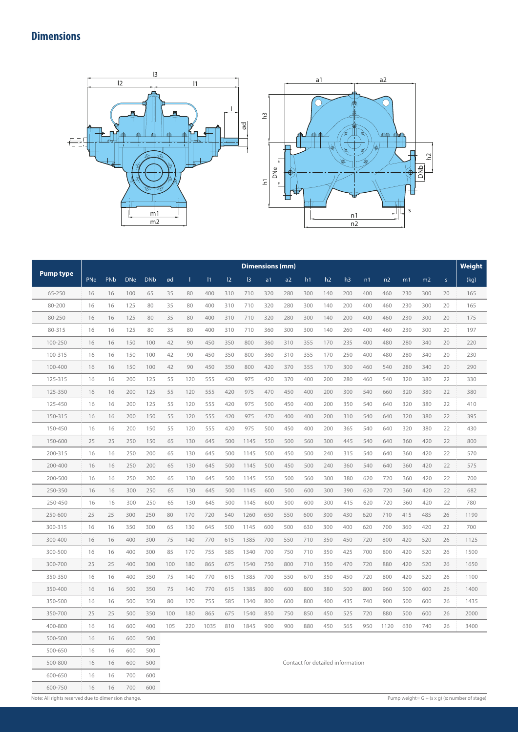## Dimensions

| Pump type | Dimensions (mm) | | | | | | | | | | | | | | | | | | | Weight |
|---|---|---|---|---|---|---|---|---|---|---|---|---|---|---|---|---|---|---|---|---|
| | PNe | PNb | DNe | DNb | ød | l | l1 | l2 | l3 | a1 | a2 | h1 | h2 | h3 | n1 | n2 | m1 | m2 | s | (kg) |
| 65-250 | 16 | 16 | 100 | 65 | 35 | 80 | 400 | 310 | 710 | 320 | 280 | 300 | 140 | 200 | 400 | 460 | 230 | 300 | 20 | 165 |
| 80-200 | 16 | 16 | 125 | 80 | 35 | 80 | 400 | 310 | 710 | 320 | 280 | 300 | 140 | 200 | 400 | 460 | 230 | 300 | 20 | 165 |
| 80-250 | 16 | 16 | 125 | 80 | 35 | 80 | 400 | 310 | 710 | 320 | 280 | 300 | 140 | 200 | 400 | 460 | 230 | 300 | 20 | 175 |
| 80-315 | 16 | 16 | 125 | 80 | 35 | 80 | 400 | 310 | 710 | 360 | 300 | 300 | 140 | 260 | 400 | 460 | 230 | 300 | 20 | 197 |
| 100-250 | 16 | 16 | 150 | 100 | 42 | 90 | 450 | 350 | 800 | 360 | 310 | 355 | 170 | 235 | 400 | 480 | 280 | 340 | 20 | 220 |
| 100-315 | 16 | 16 | 150 | 100 | 42 | 90 | 450 | 350 | 800 | 360 | 310 | 355 | 170 | 250 | 400 | 480 | 280 | 340 | 20 | 230 |
| 100-400 | 16 | 16 | 150 | 100 | 42 | 90 | 450 | 350 | 800 | 420 | 370 | 355 | 170 | 300 | 460 | 540 | 280 | 340 | 20 | 290 |
| 125-315 | 16 | 16 | 200 | 125 | 55 | 120 | 555 | 420 | 975 | 420 | 370 | 400 | 200 | 280 | 460 | 540 | 320 | 380 | 22 | 330 |
| 125-350 | 16 | 16 | 200 | 125 | 55 | 120 | 555 | 420 | 975 | 470 | 450 | 400 | 200 | 300 | 540 | 660 | 320 | 380 | 22 | 380 |
| 125-450 | 16 | 16 | 200 | 125 | 55 | 120 | 555 | 420 | 975 | 500 | 450 | 400 | 200 | 350 | 540 | 640 | 320 | 380 | 22 | 410 |
| 150-315 | 16 | 16 | 200 | 150 | 55 | 120 | 555 | 420 | 975 | 470 | 400 | 400 | 200 | 310 | 540 | 640 | 320 | 380 | 22 | 395 |
| 150-450 | 16 | 16 | 200 | 150 | 55 | 120 | 555 | 420 | 975 | 500 | 450 | 400 | 200 | 365 | 540 | 640 | 320 | 380 | 22 | 430 |
| 150-600 | 25 | 25 | 250 | 150 | 65 | 130 | 645 | 500 | 1145 | 550 | 500 | 560 | 300 | 445 | 540 | 640 | 360 | 420 | 22 | 800 |
| 200-315 | 16 | 16 | 250 | 200 | 65 | 130 | 645 | 500 | 1145 | 500 | 450 | 500 | 240 | 315 | 540 | 640 | 360 | 420 | 22 | 570 |
| 200-400 | 16 | 16 | 250 | 200 | 65 | 130 | 645 | 500 | 1145 | 500 | 450 | 500 | 240 | 360 | 540 | 640 | 360 | 420 | 22 | 575 |
| 200-500 | 16 | 16 | 250 | 200 | 65 | 130 | 645 | 500 | 1145 | 550 | 500 | 560 | 300 | 380 | 620 | 720 | 360 | 420 | 22 | 700 |
| 250-350 | 16 | 16 | 300 | 250 | 65 | 130 | 645 | 500 | 1145 | 600 | 500 | 600 | 300 | 390 | 620 | 720 | 360 | 420 | 22 | 682 |
| 250-450 | 16 | 16 | 300 | 250 | 65 | 130 | 645 | 500 | 1145 | 600 | 500 | 600 | 300 | 415 | 620 | 720 | 360 | 420 | 22 | 780 |
| 250-600 | 25 | 25 | 300 | 250 | 80 | 170 | 720 | 540 | 1260 | 650 | 550 | 600 | 300 | 430 | 620 | 710 | 415 | 485 | 26 | 1190 |
| 300-315 | 16 | 16 | 350 | 300 | 65 | 130 | 645 | 500 | 1145 | 600 | 500 | 630 | 300 | 400 | 620 | 700 | 360 | 420 | 22 | 700 |
| 300-400 | 16 | 16 | 400 | 300 | 75 | 140 | 770 | 615 | 1385 | 700 | 550 | 710 | 350 | 450 | 720 | 800 | 420 | 520 | 26 | 1125 |
| 300-500 | 16 | 16 | 400 | 300 | 85 | 170 | 755 | 585 | 1340 | 700 | 750 | 710 | 350 | 425 | 700 | 800 | 420 | 520 | 26 | 1500 |
| 300-700 | 25 | 25 | 400 | 300 | 100 | 180 | 865 | 675 | 1540 | 750 | 800 | 710 | 350 | 470 | 720 | 880 | 420 | 520 | 26 | 1650 |
| 350-350 | 16 | 16 | 400 | 350 | 75 | 140 | 770 | 615 | 1385 | 700 | 550 | 670 | 350 | 450 | 720 | 800 | 420 | 520 | 26 | 1100 |
| 350-400 | 16 | 16 | 500 | 350 | 75 | 140 | 770 | 615 | 1385 | 800 | 600 | 800 | 380 | 500 | 800 | 960 | 500 | 600 | 26 | 1400 |
| 350-500 | 16 | 16 | 500 | 350 | 80 | 170 | 755 | 585 | 1340 | 800 | 600 | 800 | 400 | 435 | 740 | 900 | 500 | 600 | 26 | 1435 |
| 350-700 | 25 | 25 | 500 | 350 | 100 | 180 | 865 | 675 | 1540 | 850 | 750 | 850 | 450 | 525 | 720 | 880 | 500 | 600 | 26 | 2000 |
| 400-800 | 16 | 16 | 600 | 400 | 105 | 220 | 1035 | 810 | 1845 | 900 | 900 | 880 | 450 | 565 | 950 | 1120 | 630 | 740 | 26 | 3400 |
| 500-500 | 16 | 16 | 600 | 500 | Contact for detailed information | | | | | | | | | | | | | | | |
| 500-650 | 16 | 16 | 600 | 500 | | | | | | | | | | | | | | | | |
| 500-800 | 16 | 16 | 600 | 500 | | | | | | | | | | | | | | | | |
| 600-650 | 16 | 16 | 700 | 600 | | | | | | | | | | | | | | | | |
| 600-750 | 16 | 16 | 700 | 600 | | | | | | | | | | | | | | | | |

Note: All rights reserved due to dimension change.

Pump weight= G + (s x g) (s: number of stage)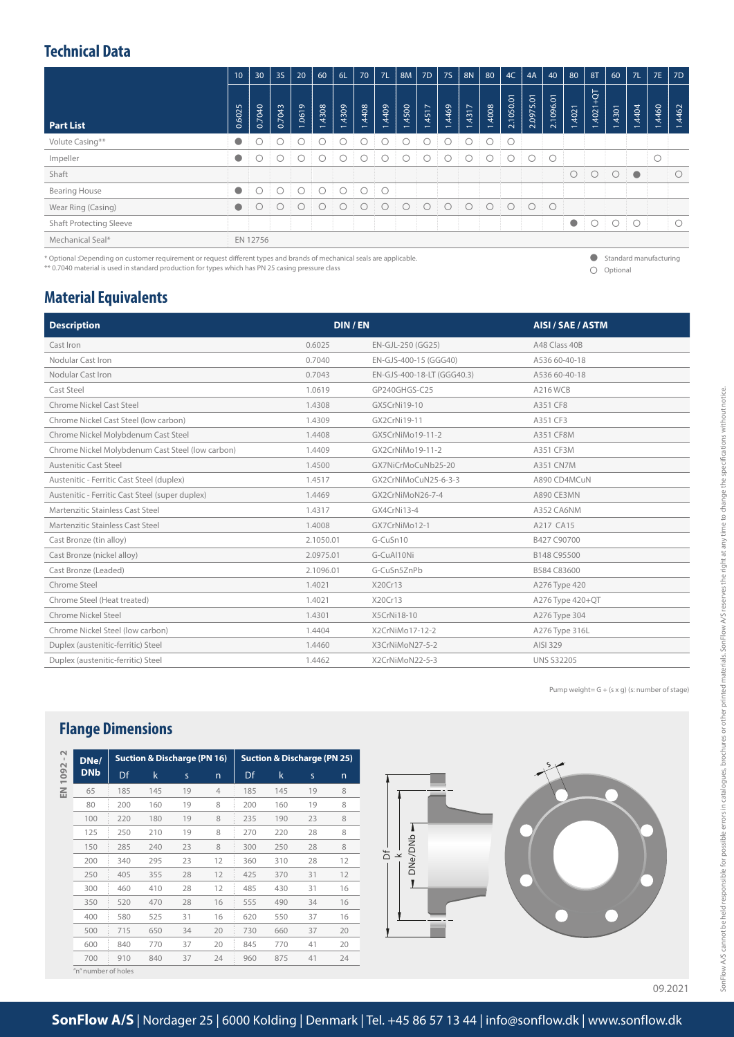## Technical Data

| Part List | 10 | 30 | 3S | 20 | 60 | 6L | 70 | 7L | 8M | 7D | 7S | 8N | 80 | 4C | 4A | 40 | 80 | 8T | 60 | 7L | 7E | 7D |
|---|---|---|---|---|---|---|---|---|---|---|---|---|---|---|---|---|---|---|---|---|---|---|
| | 0.6025 | 0.7040 | 0.7043 | 1.0619 | 1.4308 | 1.4309 | 1.4408 | 1.4409 | 1.4500 | 1.4517 | 1.4469 | 1.4317 | 1.4008 | 2.1050.01 | 2.0975.01 | 2.1096.01 | 1.4021 | 1.4021+QT | 1.4301 | 1.4404 | 1.4460 | 1.4462 |
| Volute Casing** | ● | ○ | ○ | ○ | ○ | ○ | ○ | ○ | ○ | ○ | ○ | ○ | ○ | ○ | | | | | | | | |
| Impeller | ● | ○ | ○ | ○ | ○ | ○ | ○ | ○ | ○ | ○ | ○ | ○ | ○ | ○ | ○ | ○ | | | | | ○ | |
| Shaft | | | | | | | | | | | | | | | | | ○ | ○ | ○ | ● | | ○ |
| Bearing House | ● | ○ | ○ | ○ | ○ | ○ | ○ | ○ | | | | | | | | | | | | | | |
| Wear Ring (Casing) | ● | ○ | ○ | ○ | ○ | ○ | ○ | ○ | ○ | ○ | ○ | ○ | ○ | ○ | ○ | ○ | | | | | | |
| Shaft Protecting Sleeve | | | | | | | | | | | | | | | | | ● | ○ | ○ | ○ | | ○ |
| Mechanical Seal* | EN 12756 | | | | | | | | | | | | | | | | | | | | | |

* Optional :Depending on customer requirement or request different types and brands of mechanical seals are applicable.
** 0.7040 material is used in standard production for types which has PN 25 casing pressure class

● Standard manufacturing
○ Optional

## Material Equivalents

| Description | DIN / EN | | AISI / SAE / ASTM |
|---|---|---|---|
| Cast Iron | 0.6025 | EN-GJL-250 (GG25) | A48 Class 40B |
| Nodular Cast Iron | 0.7040 | EN-GJS-400-15 (GGG40) | A536 60-40-18 |
| Nodular Cast Iron | 0.7043 | EN-GJS-400-18-LT (GGG40.3) | A536 60-40-18 |
| Cast Steel | 1.0619 | GP240GHGS-C25 | A216 WCB |
| Chrome Nickel Cast Steel | 1.4308 | GX5CrNi19-10 | A351 CF8 |
| Chrome Nickel Cast Steel (low carbon) | 1.4309 | GX2CrNi19-11 | A351 CF3 |
| Chrome Nickel Molybdenum Cast Steel | 1.4408 | GX5CrNiMo19-11-2 | A351 CF8M |
| Chrome Nickel Molybdenum Cast Steel (low carbon) | 1.4409 | GX2CrNiMo19-11-2 | A351 CF3M |
| Austenitic Cast Steel | 1.4500 | GX7NiCrMoCuNb25-20 | A351 CN7M |
| Austenitic - Ferritic Cast Steel (duplex) | 1.4517 | GX2CrNiMoCuN25-6-3-3 | A890 CD4MCuN |
| Austenitic - Ferritic Cast Steel (super duplex) | 1.4469 | GX2CrNiMoN26-7-4 | A890 CE3MN |
| Martenzitic Stainless Cast Steel | 1.4317 | GX4CrNi13-4 | A352 CA6NM |
| Martenzitic Stainless Cast Steel | 1.4008 | GX7CrNiMo12-1 | A217 CA15 |
| Cast Bronze (tin alloy) | 2.1050.01 | G-CuSn10 | B427 C90700 |
| Cast Bronze (nickel alloy) | 2.0975.01 | G-CuAl10Ni | B148 C95500 |
| Cast Bronze (Leaded) | 2.1096.01 | G-CuSn5ZnPb | B584 C83600 |
| Chrome Steel | 1.4021 | X20Cr13 | A276 Type 420 |
| Chrome Steel (Heat treated) | 1.4021 | X20Cr13 | A276 Type 420+QT |
| Chrome Nickel Steel | 1.4301 | X5CrNi18-10 | A276 Type 304 |
| Chrome Nickel Steel (low carbon) | 1.4404 | X2CrNiMo17-12-2 | A276 Type 316L |
| Duplex (austenitic-ferritic) Steel | 1.4460 | X3CrNiMoN27-5-2 | AISI 329 |
| Duplex (austenitic-ferritic) Steel | 1.4462 | X2CrNiMoN22-5-3 | UNS S32205 |

Pump weight= G + (s x g) (s: number of stage)

## Flange Dimensions

EN 1092 - 2

| DNe/ DNb | Suction & Discharge (PN 16) | | | | Suction & Discharge (PN 25) | | | |
|---|---|---|---|---|---|---|---|---|
| | Df | k | s | n | Df | k | s | n |
| 65 | 185 | 145 | 19 | 4 | 185 | 145 | 19 | 8 |
| 80 | 200 | 160 | 19 | 8 | 200 | 160 | 19 | 8 |
| 100 | 220 | 180 | 19 | 8 | 235 | 190 | 23 | 8 |
| 125 | 250 | 210 | 19 | 8 | 270 | 220 | 28 | 8 |
| 150 | 285 | 240 | 23 | 8 | 300 | 250 | 28 | 8 |
| 200 | 340 | 295 | 23 | 12 | 360 | 310 | 28 | 12 |
| 250 | 405 | 355 | 28 | 12 | 425 | 370 | 31 | 12 |
| 300 | 460 | 410 | 28 | 12 | 485 | 430 | 31 | 16 |
| 350 | 520 | 470 | 28 | 16 | 555 | 490 | 34 | 16 |
| 400 | 580 | 525 | 31 | 16 | 620 | 550 | 37 | 16 |
| 500 | 715 | 650 | 34 | 20 | 730 | 660 | 37 | 20 |
| 600 | 840 | 770 | 37 | 20 | 845 | 770 | 41 | 20 |
| 700 | 910 | 840 | 37 | 24 | 960 | 875 | 41 | 24 |

"n" number of holes

Df
k
DNe/DNb
s

09.2021

SonFlow A/S cannot be held responsible for possible errors in catalogues, brochures or other printed materials. SonFlow A/S reserves the right at any time to change the specifications without notice.

**SonFlow A/S** | Nordager 25 | 6000 Kolding | Denmark | Tel. +45 86 57 13 44 | info@sonflow.dk | www.sonflow.dk